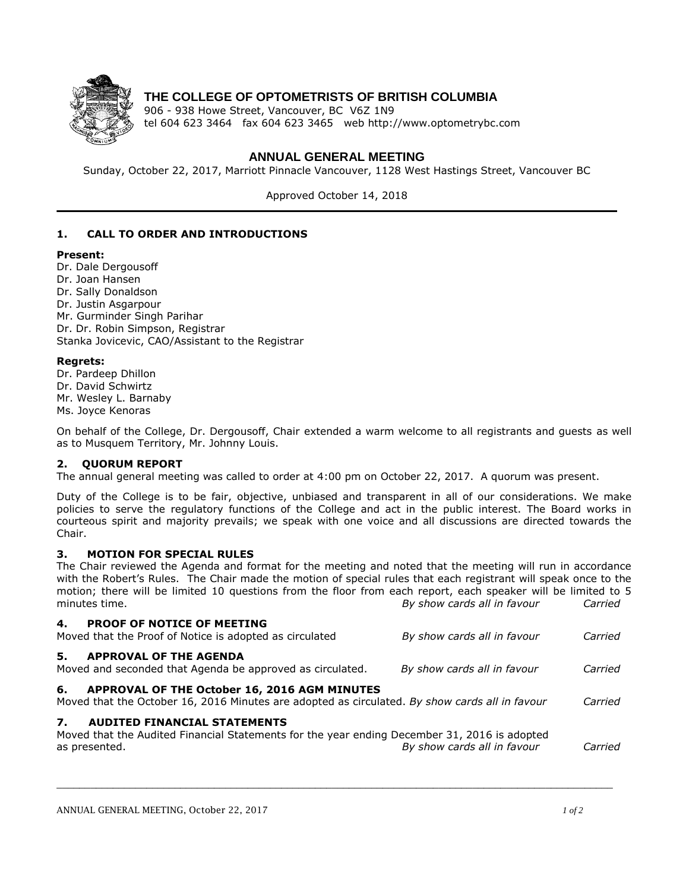# THE COLLEGE OF OPTOMETRISTS OF BRITISH COLUMBIA

906 - 938 Howe Street, Vancouver, BC V6Z 1N9
tel 604 623 3464 fax 604 623 3465 web http://www.optometrybc.com

## ANNUAL GENERAL MEETING

Sunday, October 22, 2017, Marriott Pinnacle Vancouver, 1128 West Hastings Street, Vancouver BC

Approved October 14, 2018

### 1. CALL TO ORDER AND INTRODUCTIONS

**Present:**
Dr. Dale Dergousoff
Dr. Joan Hansen
Dr. Sally Donaldson
Dr. Justin Asgarpour
Mr. Gurminder Singh Parihar
Dr. Dr. Robin Simpson, Registrar
Stanka Jovicevic, CAO/Assistant to the Registrar

**Regrets:**
Dr. Pardeep Dhillon
Dr. David Schwirtz
Mr. Wesley L. Barnaby
Ms. Joyce Kenoras

On behalf of the College, Dr. Dergousoff, Chair extended a warm welcome to all registrants and guests as well as to Musquem Territory, Mr. Johnny Louis.

### 2. QUORUM REPORT

The annual general meeting was called to order at 4:00 pm on October 22, 2017. A quorum was present.

Duty of the College is to be fair, objective, unbiased and transparent in all of our considerations. We make policies to serve the regulatory functions of the College and act in the public interest. The Board works in courteous spirit and majority prevails; we speak with one voice and all discussions are directed towards the Chair.

### 3. MOTION FOR SPECIAL RULES

The Chair reviewed the Agenda and format for the meeting and noted that the meeting will run in accordance with the Robert's Rules. The Chair made the motion of special rules that each registrant will speak once to the motion; there will be limited 10 questions from the floor from each report, each speaker will be limited to 5 minutes time. *By show cards all in favour* *Carried*

### 4. PROOF OF NOTICE OF MEETING

Moved that the Proof of Notice is adopted as circulated *By show cards all in favour* *Carried*

### 5. APPROVAL OF THE AGENDA

Moved and seconded that Agenda be approved as circulated. *By show cards all in favour* *Carried*

### 6. APPROVAL OF THE October 16, 2016 AGM MINUTES

Moved that the October 16, 2016 Minutes are adopted as circulated. *By show cards all in favour* *Carried*

### 7. AUDITED FINANCIAL STATEMENTS

Moved that the Audited Financial Statements for the year ending December 31, 2016 is adopted as presented. *By show cards all in favour* *Carried*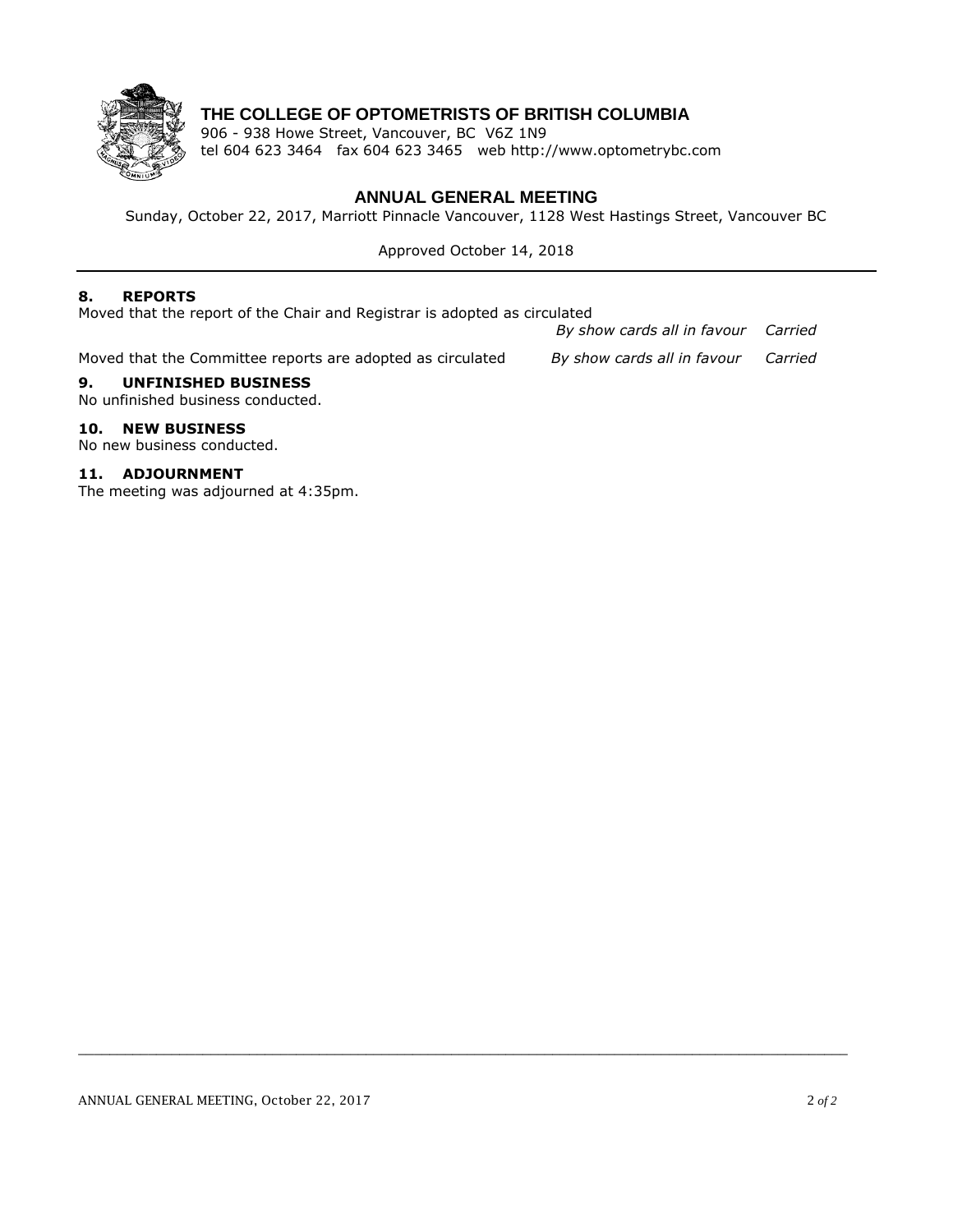**THE COLLEGE OF OPTOMETRISTS OF BRITISH COLUMBIA**
906 - 938 Howe Street, Vancouver, BC V6Z 1N9
tel 604 623 3464 fax 604 623 3465 web http://www.optometrybc.com

## ANNUAL GENERAL MEETING

Sunday, October 22, 2017, Marriott Pinnacle Vancouver, 1128 West Hastings Street, Vancouver BC

Approved October 14, 2018

### 8. REPORTS

Moved that the report of the Chair and Registrar is adopted as circulated
*By show cards all in favour Carried*

Moved that the Committee reports are adopted as circulated *By show cards all in favour Carried*

### 9. UNFINISHED BUSINESS

No unfinished business conducted.

### 10. NEW BUSINESS

No new business conducted.

### 11. ADJOURNMENT

The meeting was adjourned at 4:35pm.